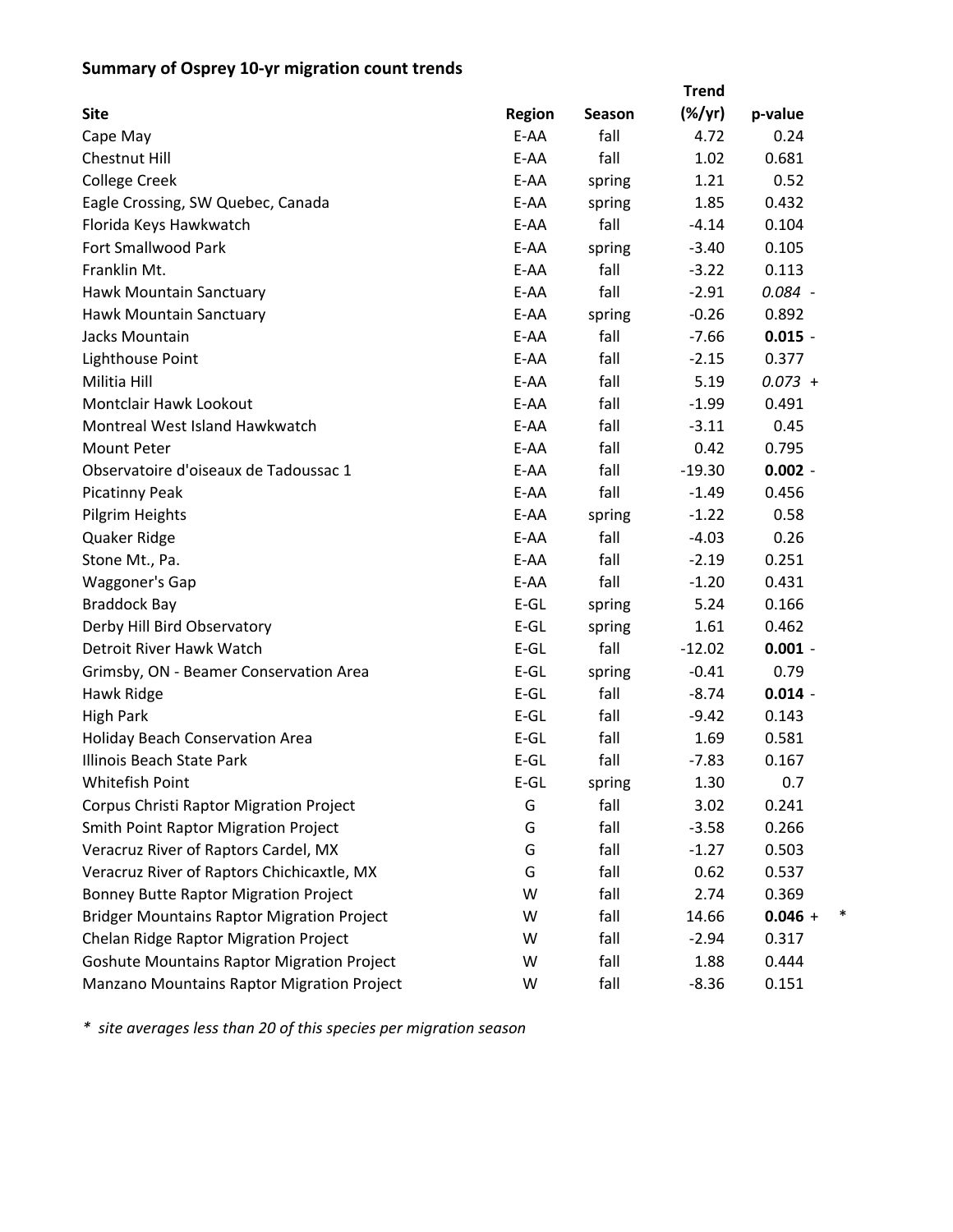**Summary of Osprey 10-yr migration count trends**

| Site | Region | Season | Trend (%/yr) | p-value | |
|---|---|---|---|---|---|
| Cape May | E-AA | fall | 4.72 | 0.24 | |
| Chestnut Hill | E-AA | fall | 1.02 | 0.681 | |
| College Creek | E-AA | spring | 1.21 | 0.52 | |
| Eagle Crossing, SW Quebec, Canada | E-AA | spring | 1.85 | 0.432 | |
| Florida Keys Hawkwatch | E-AA | fall | -4.14 | 0.104 | |
| Fort Smallwood Park | E-AA | spring | -3.40 | 0.105 | |
| Franklin Mt. | E-AA | fall | -3.22 | 0.113 | |
| Hawk Mountain Sanctuary | E-AA | fall | -2.91 | *0.084* - | |
| Hawk Mountain Sanctuary | E-AA | spring | -0.26 | 0.892 | |
| Jacks Mountain | E-AA | fall | -7.66 | **0.015** - | |
| Lighthouse Point | E-AA | fall | -2.15 | 0.377 | |
| Militia Hill | E-AA | fall | 5.19 | *0.073* + | |
| Montclair Hawk Lookout | E-AA | fall | -1.99 | 0.491 | |
| Montreal West Island Hawkwatch | E-AA | fall | -3.11 | 0.45 | |
| Mount Peter | E-AA | fall | 0.42 | 0.795 | |
| Observatoire d'oiseaux de Tadoussac 1 | E-AA | fall | -19.30 | **0.002** - | |
| Picatinny Peak | E-AA | fall | -1.49 | 0.456 | |
| Pilgrim Heights | E-AA | spring | -1.22 | 0.58 | |
| Quaker Ridge | E-AA | fall | -4.03 | 0.26 | |
| Stone Mt., Pa. | E-AA | fall | -2.19 | 0.251 | |
| Waggoner's Gap | E-AA | fall | -1.20 | 0.431 | |
| Braddock Bay | E-GL | spring | 5.24 | 0.166 | |
| Derby Hill Bird Observatory | E-GL | spring | 1.61 | 0.462 | |
| Detroit River Hawk Watch | E-GL | fall | -12.02 | **0.001** - | |
| Grimsby, ON - Beamer Conservation Area | E-GL | spring | -0.41 | 0.79 | |
| Hawk Ridge | E-GL | fall | -8.74 | **0.014** - | |
| High Park | E-GL | fall | -9.42 | 0.143 | |
| Holiday Beach Conservation Area | E-GL | fall | 1.69 | 0.581 | |
| Illinois Beach State Park | E-GL | fall | -7.83 | 0.167 | |
| Whitefish Point | E-GL | spring | 1.30 | 0.7 | |
| Corpus Christi Raptor Migration Project | G | fall | 3.02 | 0.241 | |
| Smith Point Raptor Migration Project | G | fall | -3.58 | 0.266 | |
| Veracruz River of Raptors Cardel, MX | G | fall | -1.27 | 0.503 | |
| Veracruz River of Raptors Chichicaxtle, MX | G | fall | 0.62 | 0.537 | |
| Bonney Butte Raptor Migration Project | W | fall | 2.74 | 0.369 | |
| Bridger Mountains Raptor Migration Project | W | fall | 14.66 | **0.046** + | * |
| Chelan Ridge Raptor Migration Project | W | fall | -2.94 | 0.317 | |
| Goshute Mountains Raptor Migration Project | W | fall | 1.88 | 0.444 | |
| Manzano Mountains Raptor Migration Project | W | fall | -8.36 | 0.151 | |

*\* site averages less than 20 of this species per migration season*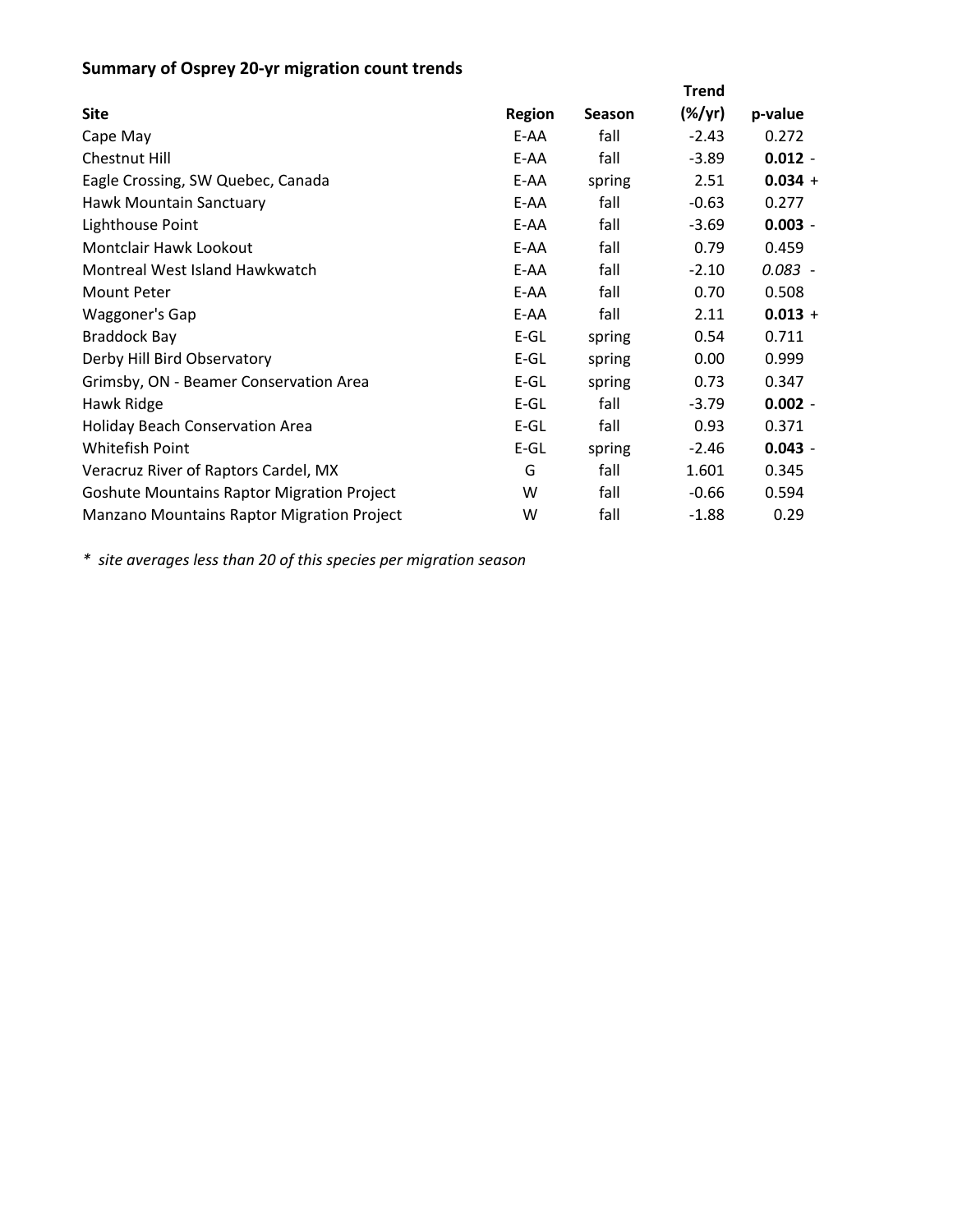**Summary of Osprey 20-yr migration count trends**

| Site | Region | Season | Trend (%/yr) | p-value |
|---|---|---|---|---|
| Cape May | E-AA | fall | -2.43 | 0.272 |
| Chestnut Hill | E-AA | fall | -3.89 | **0.012** - |
| Eagle Crossing, SW Quebec, Canada | E-AA | spring | 2.51 | **0.034** + |
| Hawk Mountain Sanctuary | E-AA | fall | -0.63 | 0.277 |
| Lighthouse Point | E-AA | fall | -3.69 | **0.003** - |
| Montclair Hawk Lookout | E-AA | fall | 0.79 | 0.459 |
| Montreal West Island Hawkwatch | E-AA | fall | -2.10 | *0.083* - |
| Mount Peter | E-AA | fall | 0.70 | 0.508 |
| Waggoner's Gap | E-AA | fall | 2.11 | **0.013** + |
| Braddock Bay | E-GL | spring | 0.54 | 0.711 |
| Derby Hill Bird Observatory | E-GL | spring | 0.00 | 0.999 |
| Grimsby, ON - Beamer Conservation Area | E-GL | spring | 0.73 | 0.347 |
| Hawk Ridge | E-GL | fall | -3.79 | **0.002** - |
| Holiday Beach Conservation Area | E-GL | fall | 0.93 | 0.371 |
| Whitefish Point | E-GL | spring | -2.46 | **0.043** - |
| Veracruz River of Raptors Cardel, MX | G | fall | 1.601 | 0.345 |
| Goshute Mountains Raptor Migration Project | W | fall | -0.66 | 0.594 |
| Manzano Mountains Raptor Migration Project | W | fall | -1.88 | 0.29 |

*\* site averages less than 20 of this species per migration season*